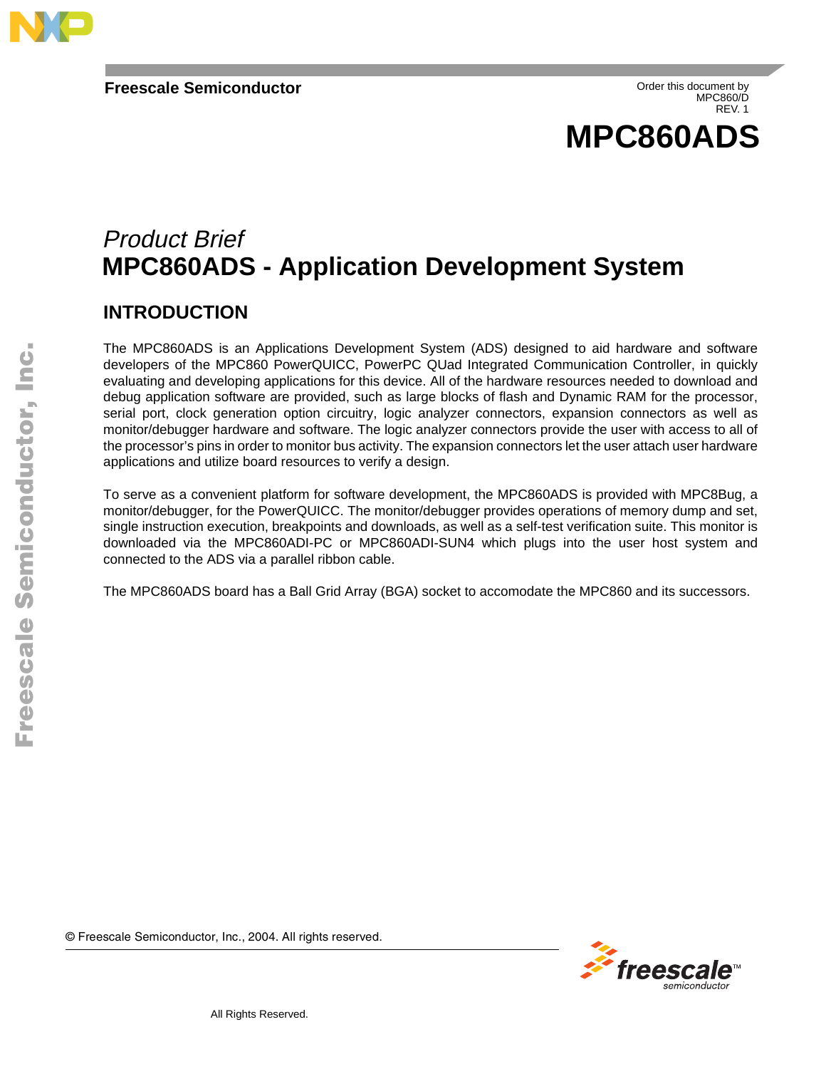**Freescale Semiconductor**

Order this document by
MPC860/D
REV. 1

# MPC860ADS

*Product Brief*

## MPC860ADS - Application Development System

### INTRODUCTION

The MPC860ADS is an Applications Development System (ADS) designed to aid hardware and software developers of the MPC860 PowerQUICC, PowerPC QUad Integrated Communication Controller, in quickly evaluating and developing applications for this device. All of the hardware resources needed to download and debug application software are provided, such as large blocks of flash and Dynamic RAM for the processor, serial port, clock generation option circuitry, logic analyzer connectors, expansion connectors as well as monitor/debugger hardware and software. The logic analyzer connectors provide the user with access to all of the processor's pins in order to monitor bus activity. The expansion connectors let the user attach user hardware applications and utilize board resources to verify a design.

To serve as a convenient platform for software development, the MPC860ADS is provided with MPC8Bug, a monitor/debugger, for the PowerQUICC. The monitor/debugger provides operations of memory dump and set, single instruction execution, breakpoints and downloads, as well as a self-test verification suite. This monitor is downloaded via the MPC860ADI-PC or MPC860ADI-SUN4 which plugs into the user host system and connected to the ADS via a parallel ribbon cable.

The MPC860ADS board has a Ball Grid Array (BGA) socket to accomodate the MPC860 and its successors.

© Freescale Semiconductor, Inc., 2004. All rights reserved.

All Rights Reserved.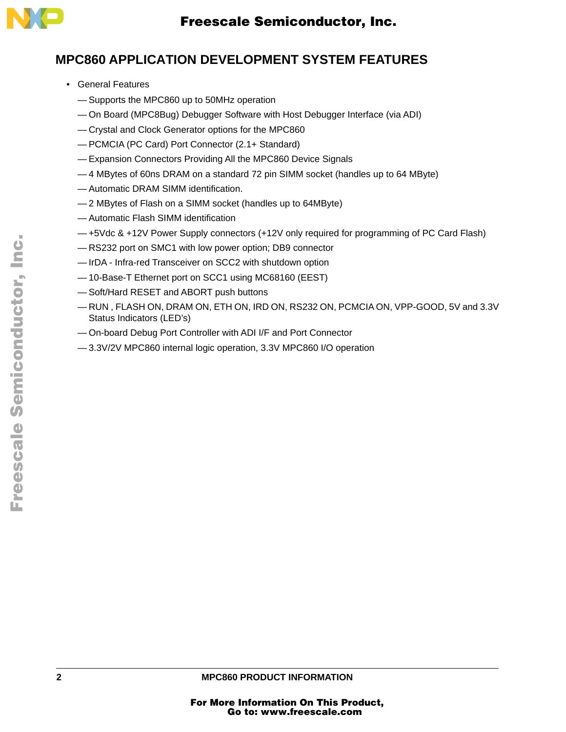## MPC860 APPLICATION DEVELOPMENT SYSTEM FEATURES

- General Features
  - — Supports the MPC860 up to 50MHz operation
  - — On Board (MPC8Bug) Debugger Software with Host Debugger Interface (via ADI)
  - — Crystal and Clock Generator options for the MPC860
  - — PCMCIA (PC Card) Port Connector (2.1+ Standard)
  - — Expansion Connectors Providing All the MPC860 Device Signals
  - — 4 MBytes of 60ns DRAM on a standard 72 pin SIMM socket (handles up to 64 MByte)
  - — Automatic DRAM SIMM identification.
  - — 2 MBytes of Flash on a SIMM socket (handles up to 64MByte)
  - — Automatic Flash SIMM identification
  - — +5Vdc & +12V Power Supply connectors (+12V only required for programming of PC Card Flash)
  - — RS232 port on SMC1 with low power option; DB9 connector
  - — IrDA - Infra-red Transceiver on SCC2 with shutdown option
  - — 10-Base-T Ethernet port on SCC1 using MC68160 (EEST)
  - — Soft/Hard RESET and ABORT push buttons
  - — RUN , FLASH ON, DRAM ON, ETH ON, IRD ON, RS232 ON, PCMCIA ON, VPP-GOOD, 5V and 3.3V Status Indicators (LED's)
  - — On-board Debug Port Controller with ADI I/F and Port Connector
  - — 3.3V/2V MPC860 internal logic operation, 3.3V MPC860 I/O operation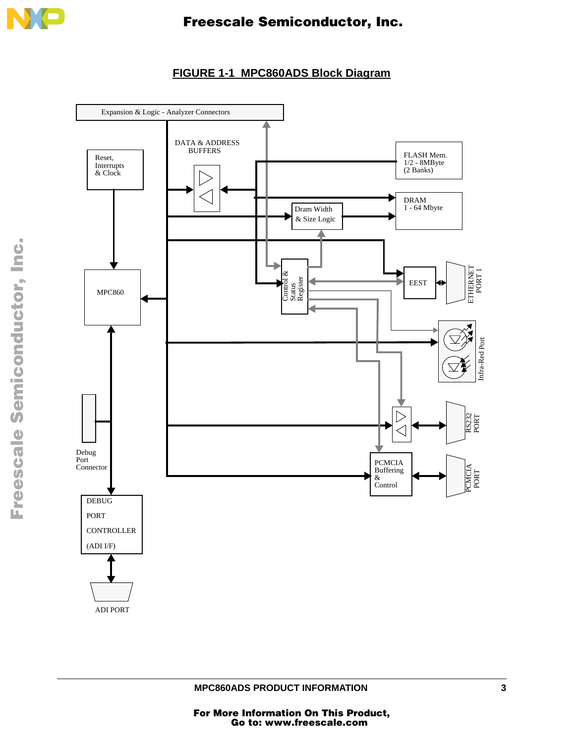## FIGURE 1-1 MPC860ADS Block Diagram

Expansion & Logic - Analyzer Connectors

DATA & ADDRESS BUFFERS

Reset, Interrupts & Clock

FLASH Mem. 1/2 - 8MByte (2 Banks)

DRAM 1 - 64 Mbyte

Dram Width & Size Logic

MPC860

Control & Status Register

EEST

ETHERNET PORT 1

Infra-Red Port

RS232 PORT

PCMCIA Buffering & Control

PCMCIA PORT

Debug Port Connector

DEBUG PORT CONTROLLER (ADI I/F)

ADI PORT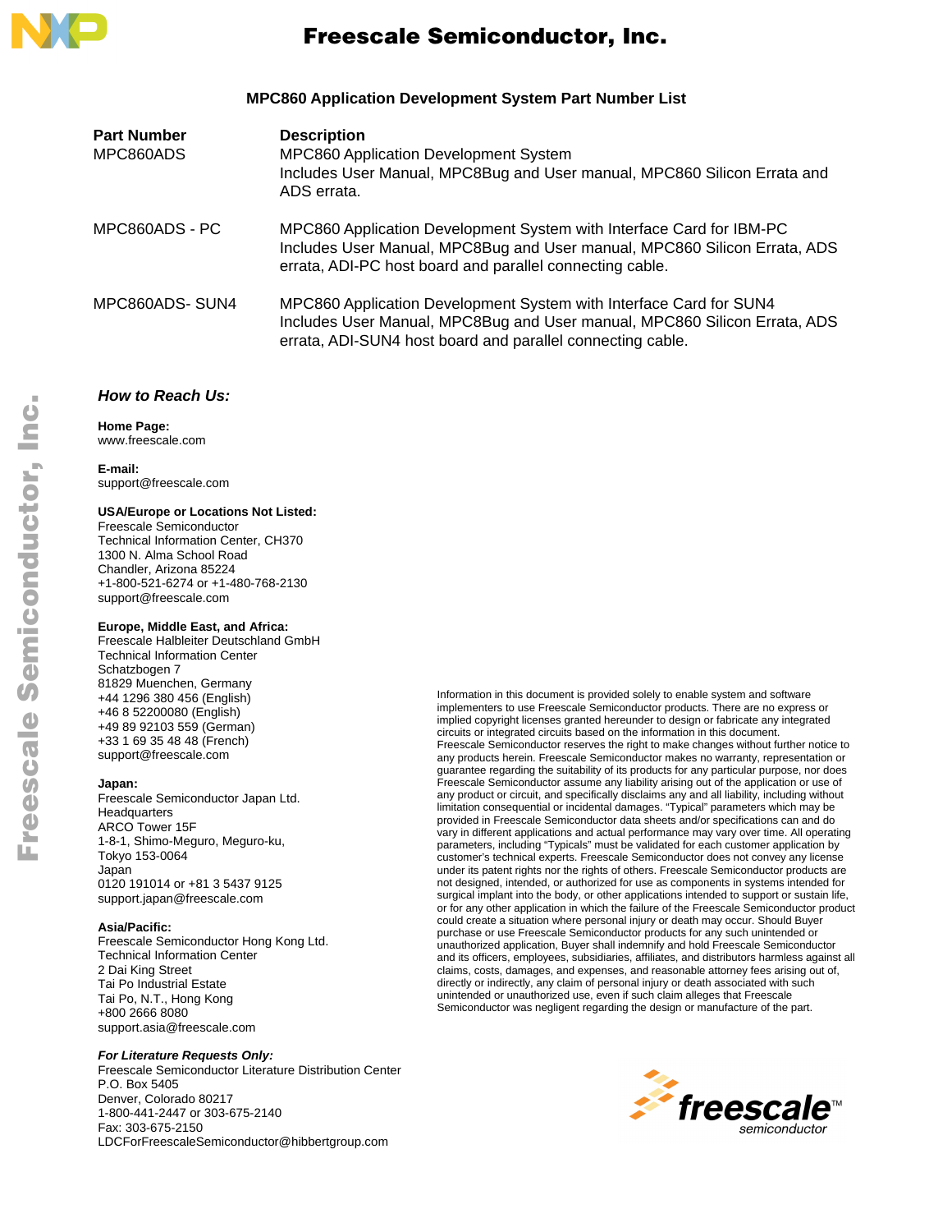## MPC860 Application Development System Part Number List

| Part Number | Description |
|---|---|
| MPC860ADS | MPC860 Application Development System<br>Includes User Manual, MPC8Bug and User manual, MPC860 Silicon Errata and ADS errata. |
| MPC860ADS - PC | MPC860 Application Development System with Interface Card for IBM-PC<br>Includes User Manual, MPC8Bug and User manual, MPC860 Silicon Errata, ADS errata, ADI-PC host board and parallel connecting cable. |
| MPC860ADS- SUN4 | MPC860 Application Development System with Interface Card for SUN4<br>Includes User Manual, MPC8Bug and User manual, MPC860 Silicon Errata, ADS errata, ADI-SUN4 host board and parallel connecting cable. |

### *How to Reach Us:*

**Home Page:**
www.freescale.com

**E-mail:**
support@freescale.com

**USA/Europe or Locations Not Listed:**
Freescale Semiconductor
Technical Information Center, CH370
1300 N. Alma School Road
Chandler, Arizona 85224
+1-800-521-6274 or +1-480-768-2130
support@freescale.com

**Europe, Middle East, and Africa:**
Freescale Halbleiter Deutschland GmbH
Technical Information Center
Schatzbogen 7
81829 Muenchen, Germany
+44 1296 380 456 (English)
+46 8 52200080 (English)
+49 89 92103 559 (German)
+33 1 69 35 48 48 (French)
support@freescale.com

**Japan:**
Freescale Semiconductor Japan Ltd.
Headquarters
ARCO Tower 15F
1-8-1, Shimo-Meguro, Meguro-ku,
Tokyo 153-0064
Japan
0120 191014 or +81 3 5437 9125
support.japan@freescale.com

**Asia/Pacific:**
Freescale Semiconductor Hong Kong Ltd.
Technical Information Center
2 Dai King Street
Tai Po Industrial Estate
Tai Po, N.T., Hong Kong
+800 2666 8080
support.asia@freescale.com

***For Literature Requests Only:***
Freescale Semiconductor Literature Distribution Center
P.O. Box 5405
Denver, Colorado 80217
1-800-441-2447 or 303-675-2140
Fax: 303-675-2150
LDCForFreescaleSemiconductor@hibbertgroup.com

Information in this document is provided solely to enable system and software implementers to use Freescale Semiconductor products. There are no express or implied copyright licenses granted hereunder to design or fabricate any integrated circuits or integrated circuits based on the information in this document.
Freescale Semiconductor reserves the right to make changes without further notice to any products herein. Freescale Semiconductor makes no warranty, representation or guarantee regarding the suitability of its products for any particular purpose, nor does Freescale Semiconductor assume any liability arising out of the application or use of any product or circuit, and specifically disclaims any and all liability, including without limitation consequential or incidental damages. "Typical" parameters which may be provided in Freescale Semiconductor data sheets and/or specifications can and do vary in different applications and actual performance may vary over time. All operating parameters, including "Typicals" must be validated for each customer application by customer's technical experts. Freescale Semiconductor does not convey any license under its patent rights nor the rights of others. Freescale Semiconductor products are not designed, intended, or authorized for use as components in systems intended for surgical implant into the body, or other applications intended to support or sustain life, or for any other application in which the failure of the Freescale Semiconductor product could create a situation where personal injury or death may occur. Should Buyer purchase or use Freescale Semiconductor products for any such unintended or unauthorized application, Buyer shall indemnify and hold Freescale Semiconductor and its officers, employees, subsidiaries, affiliates, and distributors harmless against all claims, costs, damages, and expenses, and reasonable attorney fees arising out of, directly or indirectly, any claim of personal injury or death associated with such unintended or unauthorized use, even if such claim alleges that Freescale Semiconductor was negligent regarding the design or manufacture of the part.